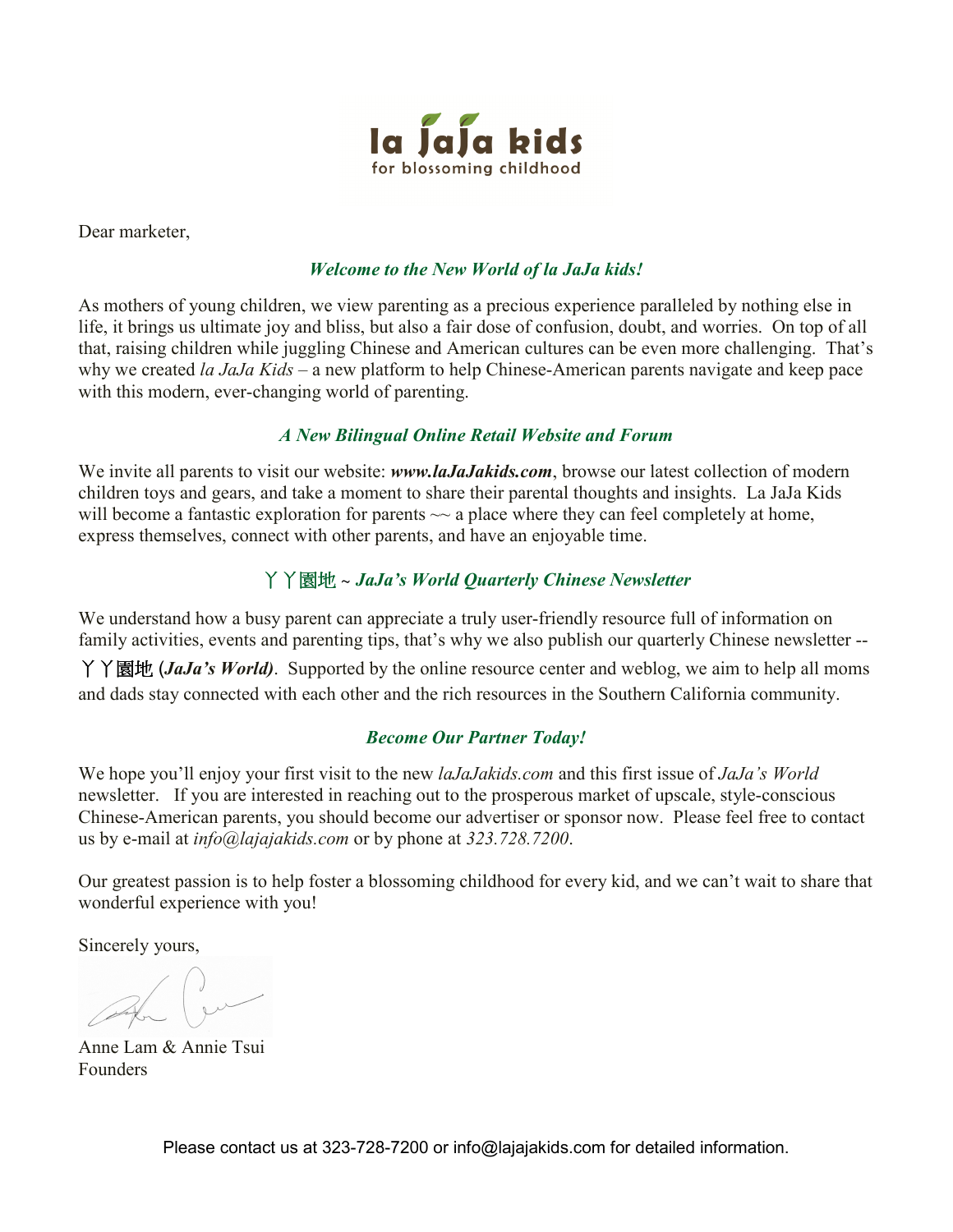la JaJa kids
for blossoming childhood

Dear marketer,

### *Welcome to the New World of la JaJa kids!*

As mothers of young children, we view parenting as a precious experience paralleled by nothing else in life, it brings us ultimate joy and bliss, but also a fair dose of confusion, doubt, and worries. On top of all that, raising children while juggling Chinese and American cultures can be even more challenging. That's why we created *la JaJa Kids* – a new platform to help Chinese-American parents navigate and keep pace with this modern, ever-changing world of parenting.

### *A New Bilingual Online Retail Website and Forum*

We invite all parents to visit our website: ***www.laJaJakids.com***, browse our latest collection of modern children toys and gears, and take a moment to share their parental thoughts and insights. La JaJa Kids will become a fantastic exploration for parents ~~ a place where they can feel completely at home, express themselves, connect with other parents, and have an enjoyable time.

### 丫丫園地 ~ *JaJa's World Quarterly Chinese Newsletter*

We understand how a busy parent can appreciate a truly user-friendly resource full of information on family activities, events and parenting tips, that's why we also publish our quarterly Chinese newsletter -- 丫丫園地 (***JaJa's World)***. Supported by the online resource center and weblog, we aim to help all moms and dads stay connected with each other and the rich resources in the Southern California community.

### *Become Our Partner Today!*

We hope you'll enjoy your first visit to the new *laJaJakids.com* and this first issue of *JaJa's World* newsletter. If you are interested in reaching out to the prosperous market of upscale, style-conscious Chinese-American parents, you should become our advertiser or sponsor now. Please feel free to contact us by e-mail at *info@lajajakids.com* or by phone at *323.728.7200*.

Our greatest passion is to help foster a blossoming childhood for every kid, and we can't wait to share that wonderful experience with you!

Sincerely yours,

Anne Lam & Annie Tsui
Founders

Please contact us at 323-728-7200 or info@lajajakids.com for detailed information.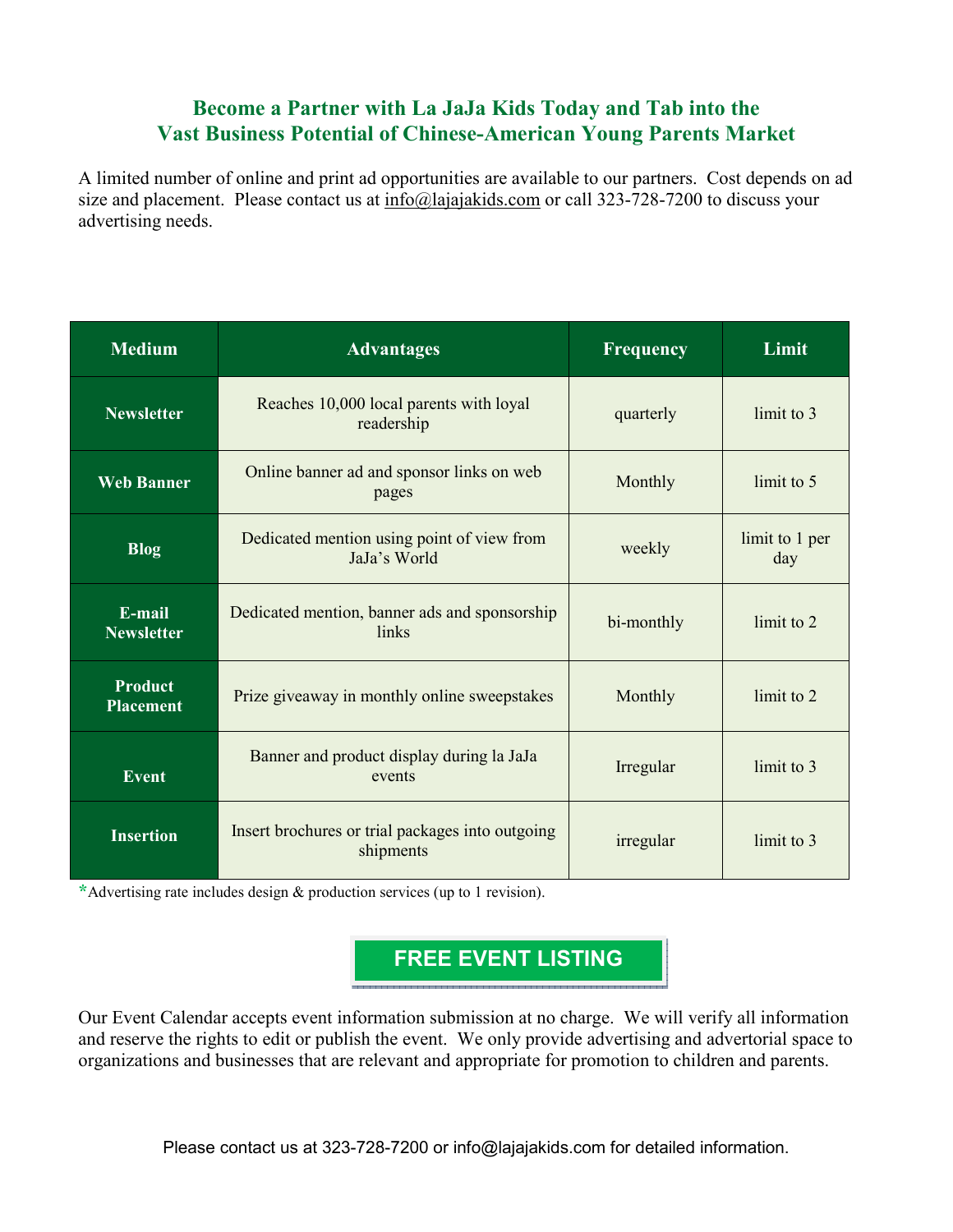## Become a Partner with La JaJa Kids Today and Tab into the Vast Business Potential of Chinese-American Young Parents Market

A limited number of online and print ad opportunities are available to our partners. Cost depends on ad size and placement. Please contact us at info@lajajakids.com or call 323-728-7200 to discuss your advertising needs.

| Medium | Advantages | Frequency | Limit |
|---|---|---|---|
| **Newsletter** | Reaches 10,000 local parents with loyal readership | quarterly | limit to 3 |
| **Web Banner** | Online banner ad and sponsor links on web pages | Monthly | limit to 5 |
| **Blog** | Dedicated mention using point of view from JaJa's World | weekly | limit to 1 per day |
| **E-mail Newsletter** | Dedicated mention, banner ads and sponsorship links | bi-monthly | limit to 2 |
| **Product Placement** | Prize giveaway in monthly online sweepstakes | Monthly | limit to 2 |
| **Event** | Banner and product display during la JaJa events | Irregular | limit to 3 |
| **Insertion** | Insert brochures or trial packages into outgoing shipments | irregular | limit to 3 |

*Advertising rate includes design & production services (up to 1 revision).

### FREE EVENT LISTING

Our Event Calendar accepts event information submission at no charge. We will verify all information and reserve the rights to edit or publish the event. We only provide advertising and advertorial space to organizations and businesses that are relevant and appropriate for promotion to children and parents.

Please contact us at 323-728-7200 or info@lajajakids.com for detailed information.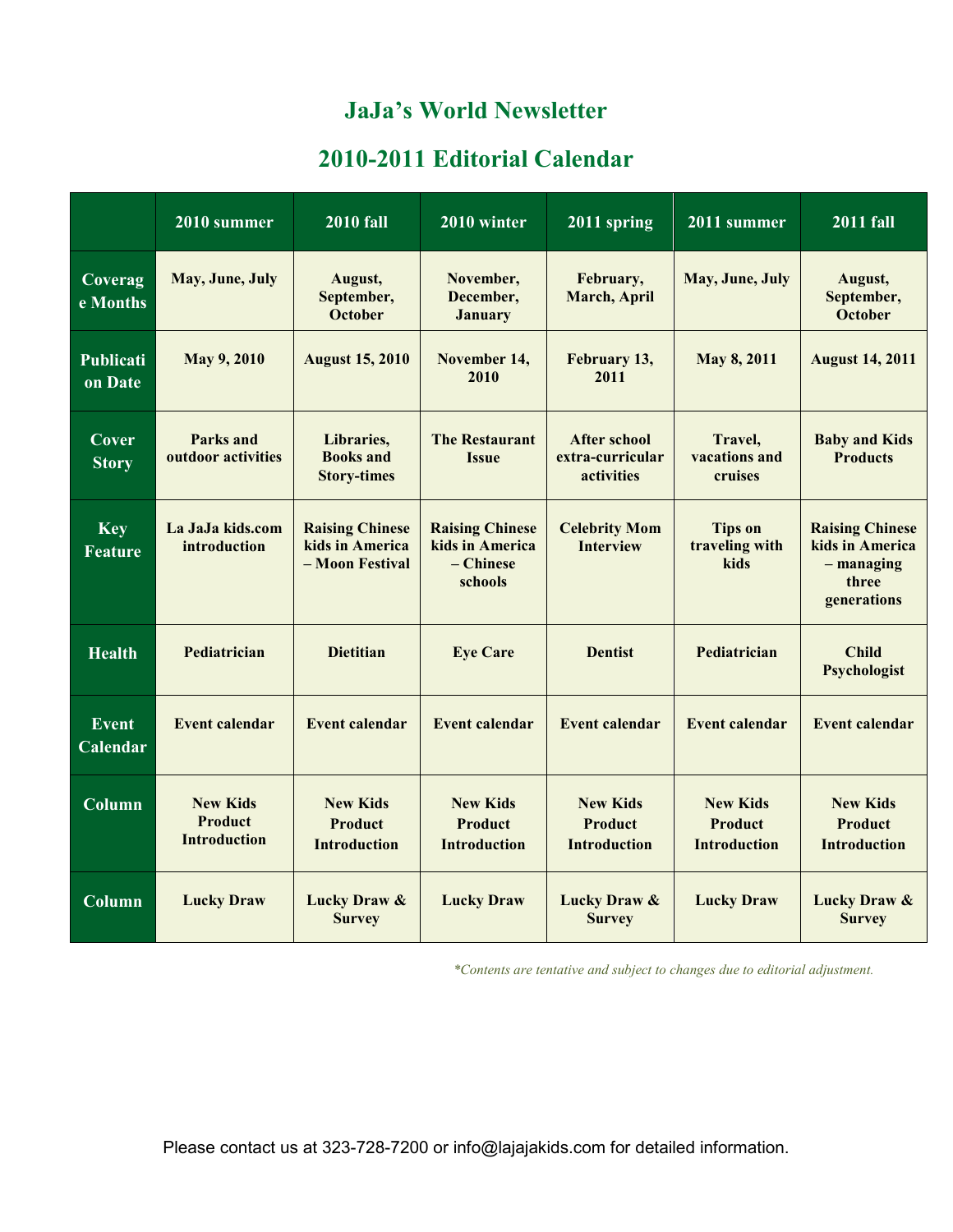# JaJa's World Newsletter

## 2010-2011 Editorial Calendar

| | 2010 summer | 2010 fall | 2010 winter | 2011 spring | 2011 summer | 2011 fall |
|---|---|---|---|---|---|---|
| **Coverage Months** | May, June, July | August, September, October | November, December, January | February, March, April | May, June, July | August, September, October |
| **Publication Date** | May 9, 2010 | August 15, 2010 | November 14, 2010 | February 13, 2011 | May 8, 2011 | August 14, 2011 |
| **Cover Story** | Parks and outdoor activities | Libraries, Books and Story-times | The Restaurant Issue | After school extra-curricular activities | Travel, vacations and cruises | Baby and Kids Products |
| **Key Feature** | La JaJa kids.com introduction | Raising Chinese kids in America – Moon Festival | Raising Chinese kids in America – Chinese schools | Celebrity Mom Interview | Tips on traveling with kids | Raising Chinese kids in America – managing three generations |
| **Health** | Pediatrician | Dietitian | Eye Care | Dentist | Pediatrician | Child Psychologist |
| **Event Calendar** | Event calendar | Event calendar | Event calendar | Event calendar | Event calendar | Event calendar |
| **Column** | New Kids Product Introduction | New Kids Product Introduction | New Kids Product Introduction | New Kids Product Introduction | New Kids Product Introduction | New Kids Product Introduction |
| **Column** | Lucky Draw | Lucky Draw & Survey | Lucky Draw | Lucky Draw & Survey | Lucky Draw | Lucky Draw & Survey |

*\*Contents are tentative and subject to changes due to editorial adjustment.*

Please contact us at 323-728-7200 or info@lajajakids.com for detailed information.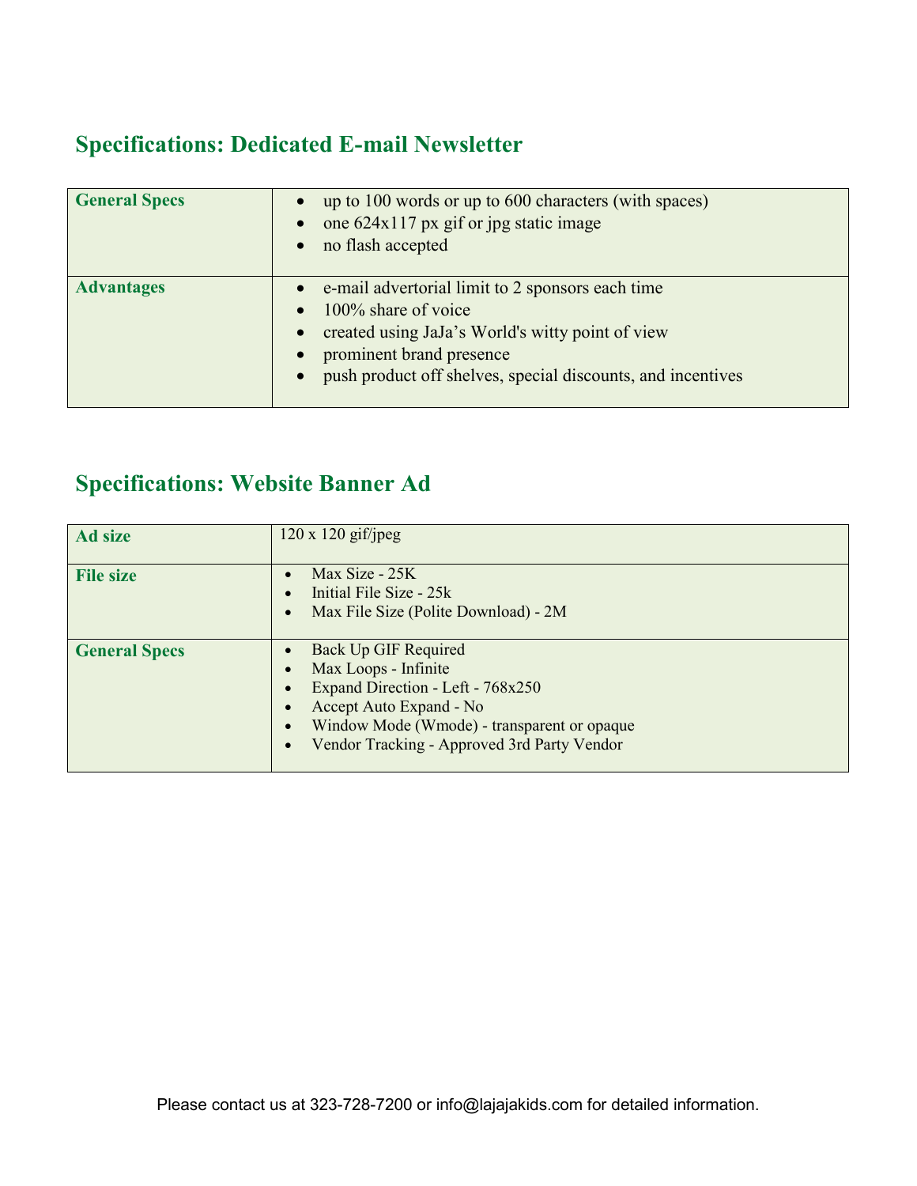## Specifications: Dedicated E-mail Newsletter

| | |
|---|---|
| **General Specs** | • up to 100 words or up to 600 characters (with spaces)<br>• one 624x117 px gif or jpg static image<br>• no flash accepted |
| **Advantages** | • e-mail advertorial limit to 2 sponsors each time<br>• 100% share of voice<br>• created using JaJa's World's witty point of view<br>• prominent brand presence<br>• push product off shelves, special discounts, and incentives |

## Specifications: Website Banner Ad

| | |
|---|---|
| **Ad size** | 120 x 120 gif/jpeg |
| **File size** | • Max Size - 25K<br>• Initial File Size - 25k<br>• Max File Size (Polite Download) - 2M |
| **General Specs** | • Back Up GIF Required<br>• Max Loops - Infinite<br>• Expand Direction - Left - 768x250<br>• Accept Auto Expand - No<br>• Window Mode (Wmode) - transparent or opaque<br>• Vendor Tracking - Approved 3rd Party Vendor |

Please contact us at 323-728-7200 or info@lajajakids.com for detailed information.